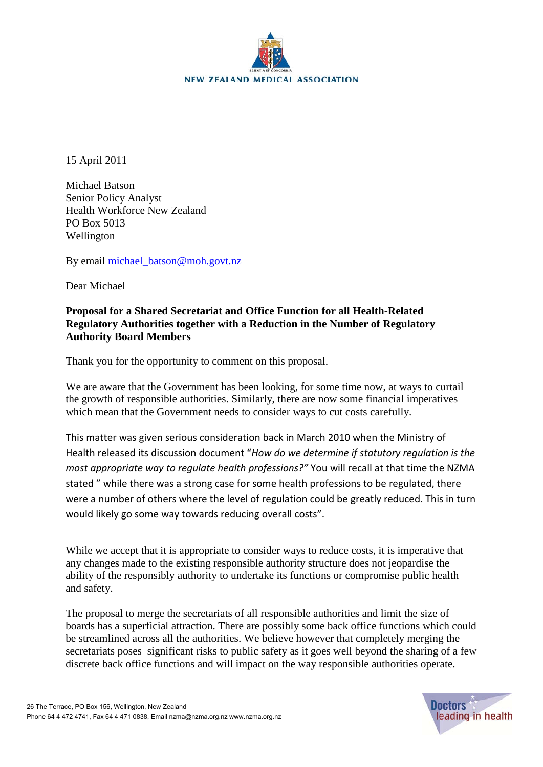NEW ZEALAND MEDICAL ASSOCIATION

15 April 2011

Michael Batson
Senior Policy Analyst
Health Workforce New Zealand
PO Box 5013
Wellington

By email michael_batson@moh.govt.nz

Dear Michael

**Proposal for a Shared Secretariat and Office Function for all Health-Related Regulatory Authorities together with a Reduction in the Number of Regulatory Authority Board Members**

Thank you for the opportunity to comment on this proposal.

We are aware that the Government has been looking, for some time now, at ways to curtail the growth of responsible authorities. Similarly, there are now some financial imperatives which mean that the Government needs to consider ways to cut costs carefully.

This matter was given serious consideration back in March 2010 when the Ministry of Health released its discussion document "*How do we determine if statutory regulation is the most appropriate way to regulate health professions?"* You will recall at that time the NZMA stated " while there was a strong case for some health professions to be regulated, there were a number of others where the level of regulation could be greatly reduced. This in turn would likely go some way towards reducing overall costs".

While we accept that it is appropriate to consider ways to reduce costs, it is imperative that any changes made to the existing responsible authority structure does not jeopardise the ability of the responsibly authority to undertake its functions or compromise public health and safety.

The proposal to merge the secretariats of all responsible authorities and limit the size of boards has a superficial attraction. There are possibly some back office functions which could be streamlined across all the authorities. We believe however that completely merging the secretariats poses significant risks to public safety as it goes well beyond the sharing of a few discrete back office functions and will impact on the way responsible authorities operate.

26 The Terrace, PO Box 156, Wellington, New Zealand
Phone 64 4 472 4741, Fax 64 4 471 0838, Email nzma@nzma.org.nz www.nzma.org.nz

Doctors leading in health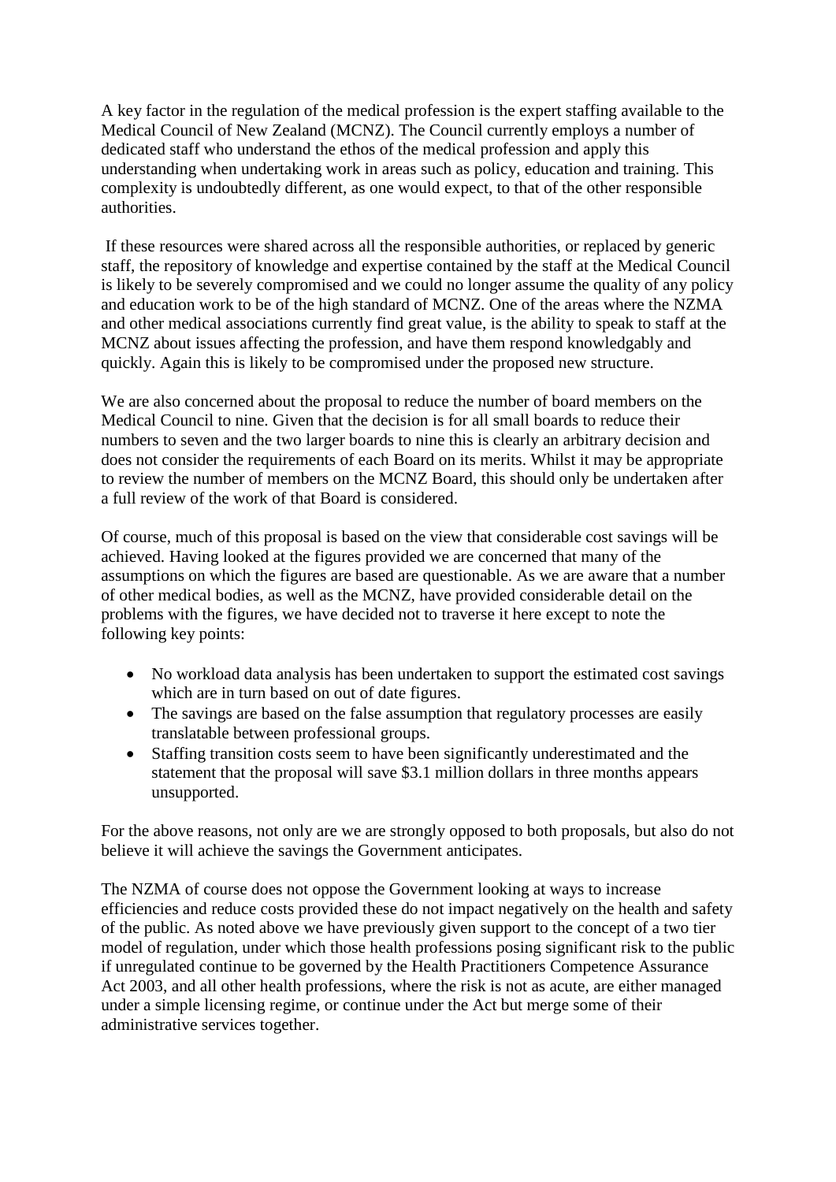A key factor in the regulation of the medical profession is the expert staffing available to the Medical Council of New Zealand (MCNZ). The Council currently employs a number of dedicated staff who understand the ethos of the medical profession and apply this understanding when undertaking work in areas such as policy, education and training. This complexity is undoubtedly different, as one would expect, to that of the other responsible authorities.

If these resources were shared across all the responsible authorities, or replaced by generic staff, the repository of knowledge and expertise contained by the staff at the Medical Council is likely to be severely compromised and we could no longer assume the quality of any policy and education work to be of the high standard of MCNZ. One of the areas where the NZMA and other medical associations currently find great value, is the ability to speak to staff at the MCNZ about issues affecting the profession, and have them respond knowledgably and quickly. Again this is likely to be compromised under the proposed new structure.

We are also concerned about the proposal to reduce the number of board members on the Medical Council to nine. Given that the decision is for all small boards to reduce their numbers to seven and the two larger boards to nine this is clearly an arbitrary decision and does not consider the requirements of each Board on its merits. Whilst it may be appropriate to review the number of members on the MCNZ Board, this should only be undertaken after a full review of the work of that Board is considered.

Of course, much of this proposal is based on the view that considerable cost savings will be achieved. Having looked at the figures provided we are concerned that many of the assumptions on which the figures are based are questionable. As we are aware that a number of other medical bodies, as well as the MCNZ, have provided considerable detail on the problems with the figures, we have decided not to traverse it here except to note the following key points:

- No workload data analysis has been undertaken to support the estimated cost savings which are in turn based on out of date figures.
- The savings are based on the false assumption that regulatory processes are easily translatable between professional groups.
- Staffing transition costs seem to have been significantly underestimated and the statement that the proposal will save $3.1 million dollars in three months appears unsupported.

For the above reasons, not only are we are strongly opposed to both proposals, but also do not believe it will achieve the savings the Government anticipates.

The NZMA of course does not oppose the Government looking at ways to increase efficiencies and reduce costs provided these do not impact negatively on the health and safety of the public. As noted above we have previously given support to the concept of a two tier model of regulation, under which those health professions posing significant risk to the public if unregulated continue to be governed by the Health Practitioners Competence Assurance Act 2003, and all other health professions, where the risk is not as acute, are either managed under a simple licensing regime, or continue under the Act but merge some of their administrative services together.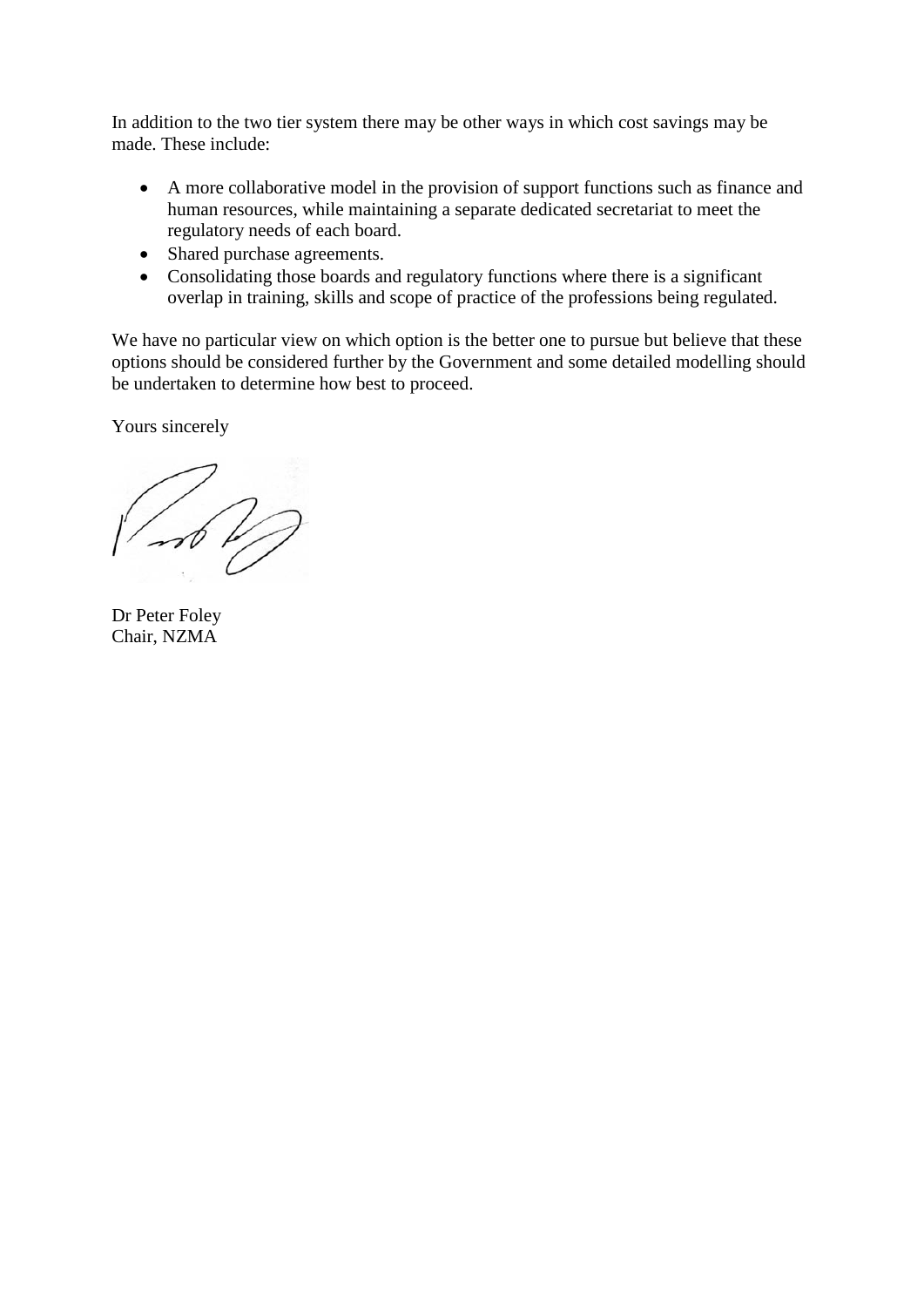In addition to the two tier system there may be other ways in which cost savings may be made. These include:

- A more collaborative model in the provision of support functions such as finance and human resources, while maintaining a separate dedicated secretariat to meet the regulatory needs of each board.
- Shared purchase agreements.
- Consolidating those boards and regulatory functions where there is a significant overlap in training, skills and scope of practice of the professions being regulated.

We have no particular view on which option is the better one to pursue but believe that these options should be considered further by the Government and some detailed modelling should be undertaken to determine how best to proceed.

Yours sincerely

Dr Peter Foley
Chair, NZMA